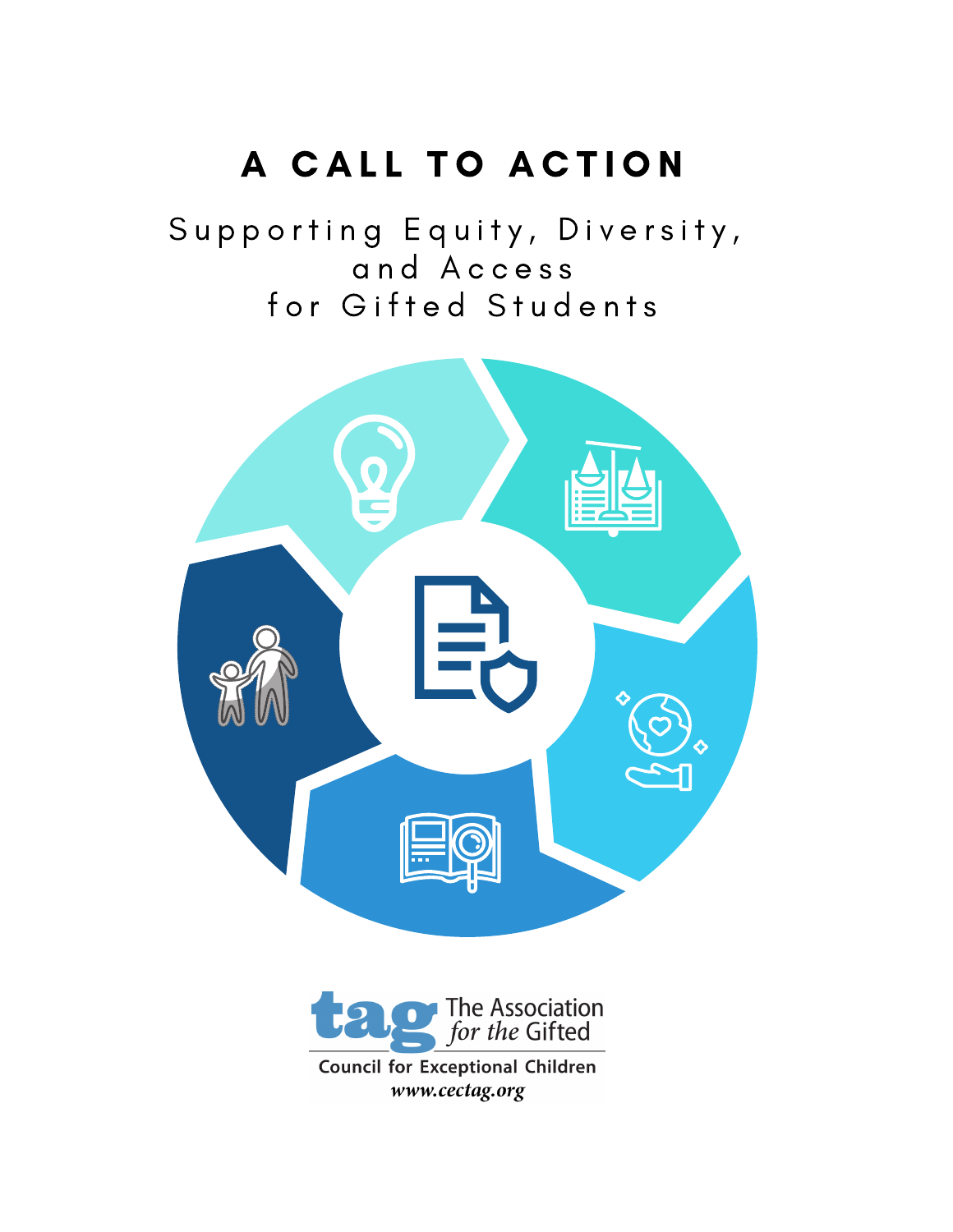# A CALL TO ACTION

## Supporting Equity, Diversity, and Access for Gifted Students

tag The Association *for the* Gifted

Council for Exceptional Children

*www.cectag.org*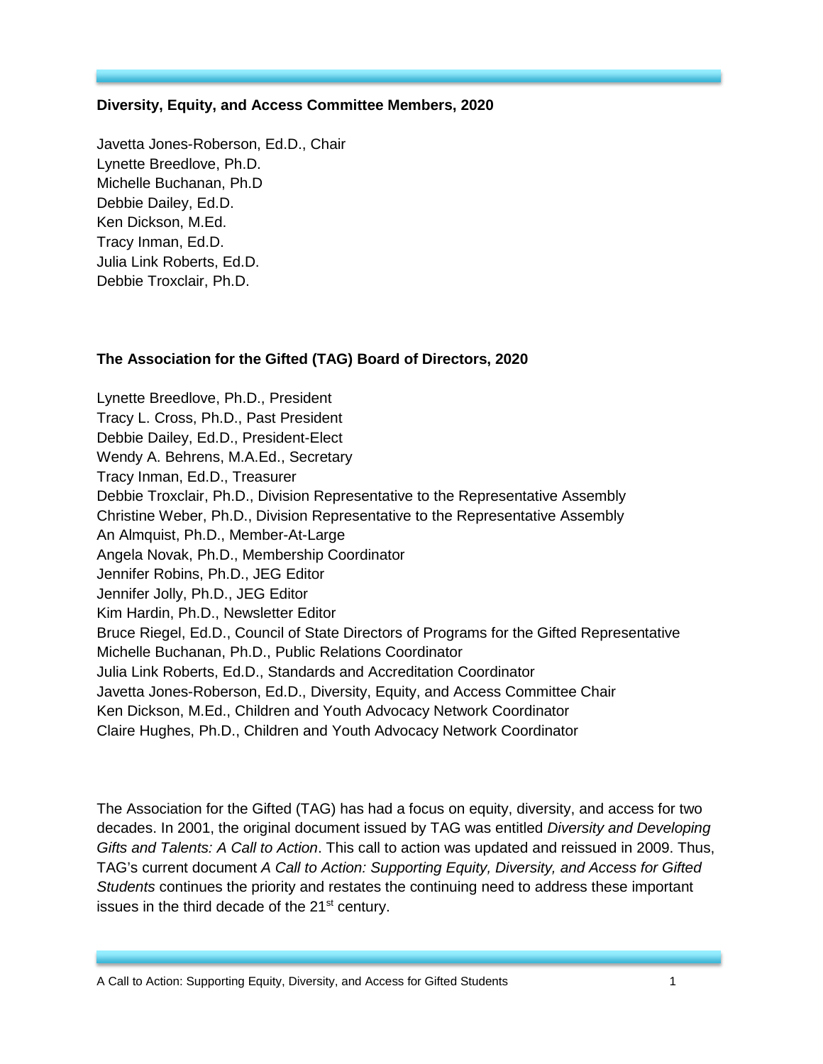**Diversity, Equity, and Access Committee Members, 2020**

Javetta Jones-Roberson, Ed.D., Chair
Lynette Breedlove, Ph.D.
Michelle Buchanan, Ph.D
Debbie Dailey, Ed.D.
Ken Dickson, M.Ed.
Tracy Inman, Ed.D.
Julia Link Roberts, Ed.D.
Debbie Troxclair, Ph.D.

**The Association for the Gifted (TAG) Board of Directors, 2020**

Lynette Breedlove, Ph.D., President
Tracy L. Cross, Ph.D., Past President
Debbie Dailey, Ed.D., President-Elect
Wendy A. Behrens, M.A.Ed., Secretary
Tracy Inman, Ed.D., Treasurer
Debbie Troxclair, Ph.D., Division Representative to the Representative Assembly
Christine Weber, Ph.D., Division Representative to the Representative Assembly
An Almquist, Ph.D., Member-At-Large
Angela Novak, Ph.D., Membership Coordinator
Jennifer Robins, Ph.D., JEG Editor
Jennifer Jolly, Ph.D., JEG Editor
Kim Hardin, Ph.D., Newsletter Editor
Bruce Riegel, Ed.D., Council of State Directors of Programs for the Gifted Representative
Michelle Buchanan, Ph.D., Public Relations Coordinator
Julia Link Roberts, Ed.D., Standards and Accreditation Coordinator
Javetta Jones-Roberson, Ed.D., Diversity, Equity, and Access Committee Chair
Ken Dickson, M.Ed., Children and Youth Advocacy Network Coordinator
Claire Hughes, Ph.D., Children and Youth Advocacy Network Coordinator

The Association for the Gifted (TAG) has had a focus on equity, diversity, and access for two decades. In 2001, the original document issued by TAG was entitled *Diversity and Developing Gifts and Talents: A Call to Action*. This call to action was updated and reissued in 2009. Thus, TAG's current document *A Call to Action: Supporting Equity, Diversity, and Access for Gifted Students* continues the priority and restates the continuing need to address these important issues in the third decade of the 21st century.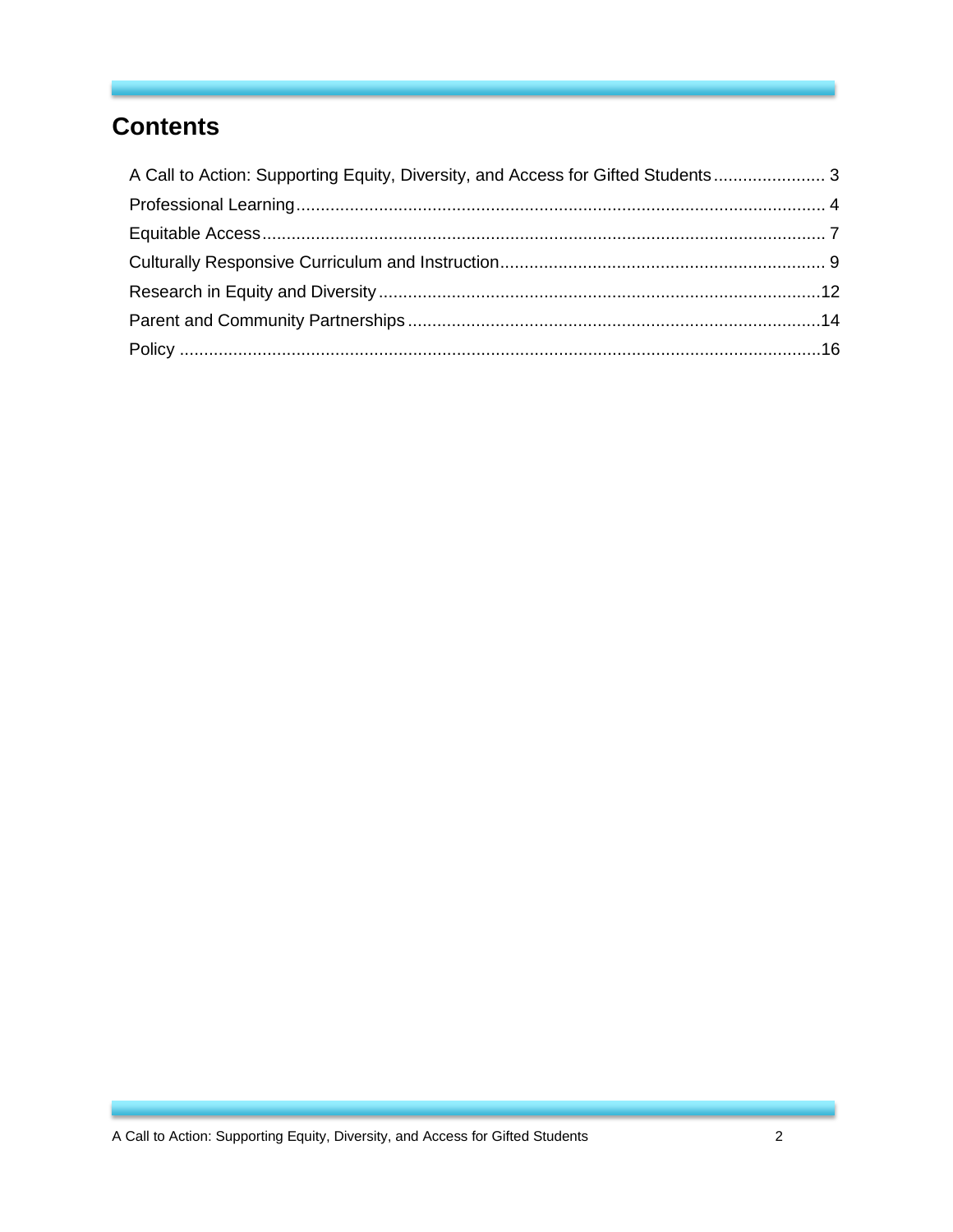## Contents

A Call to Action: Supporting Equity, Diversity, and Access for Gifted Students ....................... 3

Professional Learning ............................................................................................................ 4

Equitable Access .................................................................................................................... 7

Culturally Responsive Curriculum and Instruction .................................................................. 9

Research in Equity and Diversity .......................................................................................... 12

Parent and Community Partnerships .................................................................................... 14

Policy .................................................................................................................................... 16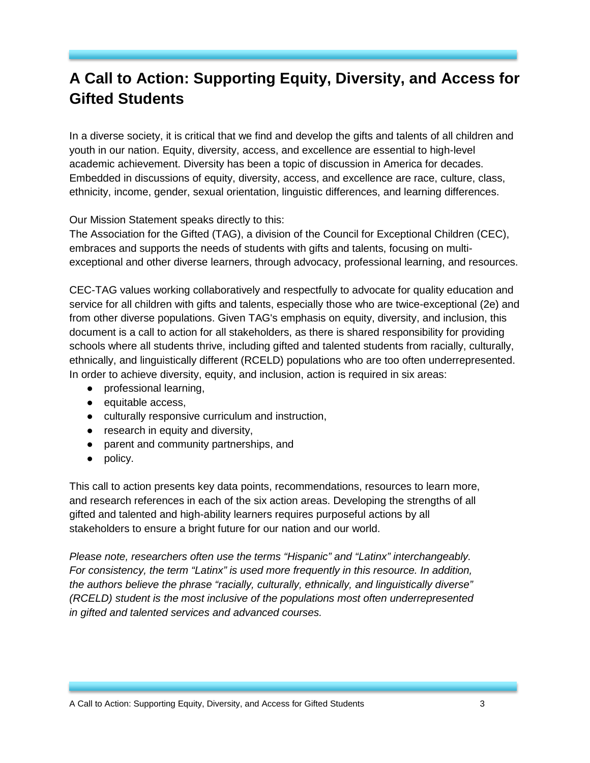# A Call to Action: Supporting Equity, Diversity, and Access for Gifted Students

In a diverse society, it is critical that we find and develop the gifts and talents of all children and youth in our nation. Equity, diversity, access, and excellence are essential to high-level academic achievement. Diversity has been a topic of discussion in America for decades. Embedded in discussions of equity, diversity, access, and excellence are race, culture, class, ethnicity, income, gender, sexual orientation, linguistic differences, and learning differences.

Our Mission Statement speaks directly to this:
The Association for the Gifted (TAG), a division of the Council for Exceptional Children (CEC), embraces and supports the needs of students with gifts and talents, focusing on multi-exceptional and other diverse learners, through advocacy, professional learning, and resources.

CEC-TAG values working collaboratively and respectfully to advocate for quality education and service for all children with gifts and talents, especially those who are twice-exceptional (2e) and from other diverse populations. Given TAG's emphasis on equity, diversity, and inclusion, this document is a call to action for all stakeholders, as there is shared responsibility for providing schools where all students thrive, including gifted and talented students from racially, culturally, ethnically, and linguistically different (RCELD) populations who are too often underrepresented. In order to achieve diversity, equity, and inclusion, action is required in six areas:

- professional learning,
- equitable access,
- culturally responsive curriculum and instruction,
- research in equity and diversity,
- parent and community partnerships, and
- policy.

This call to action presents key data points, recommendations, resources to learn more, and research references in each of the six action areas. Developing the strengths of all gifted and talented and high-ability learners requires purposeful actions by all stakeholders to ensure a bright future for our nation and our world.

*Please note, researchers often use the terms "Hispanic" and "Latinx" interchangeably. For consistency, the term "Latinx" is used more frequently in this resource. In addition, the authors believe the phrase "racially, culturally, ethnically, and linguistically diverse" (RCELD) student is the most inclusive of the populations most often underrepresented in gifted and talented services and advanced courses.*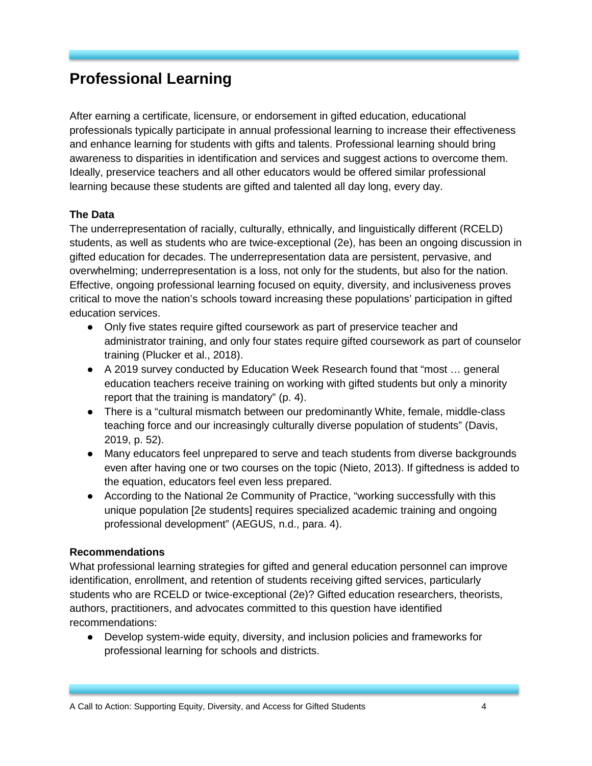## Professional Learning

After earning a certificate, licensure, or endorsement in gifted education, educational professionals typically participate in annual professional learning to increase their effectiveness and enhance learning for students with gifts and talents. Professional learning should bring awareness to disparities in identification and services and suggest actions to overcome them. Ideally, preservice teachers and all other educators would be offered similar professional learning because these students are gifted and talented all day long, every day.

**The Data**

The underrepresentation of racially, culturally, ethnically, and linguistically different (RCELD) students, as well as students who are twice-exceptional (2e), has been an ongoing discussion in gifted education for decades. The underrepresentation data are persistent, pervasive, and overwhelming; underrepresentation is a loss, not only for the students, but also for the nation. Effective, ongoing professional learning focused on equity, diversity, and inclusiveness proves critical to move the nation's schools toward increasing these populations' participation in gifted education services.

- Only five states require gifted coursework as part of preservice teacher and administrator training, and only four states require gifted coursework as part of counselor training (Plucker et al., 2018).
- A 2019 survey conducted by Education Week Research found that "most … general education teachers receive training on working with gifted students but only a minority report that the training is mandatory" (p. 4).
- There is a "cultural mismatch between our predominantly White, female, middle-class teaching force and our increasingly culturally diverse population of students" (Davis, 2019, p. 52).
- Many educators feel unprepared to serve and teach students from diverse backgrounds even after having one or two courses on the topic (Nieto, 2013). If giftedness is added to the equation, educators feel even less prepared.
- According to the National 2e Community of Practice, "working successfully with this unique population [2e students] requires specialized academic training and ongoing professional development" (AEGUS, n.d., para. 4).

**Recommendations**

What professional learning strategies for gifted and general education personnel can improve identification, enrollment, and retention of students receiving gifted services, particularly students who are RCELD or twice-exceptional (2e)? Gifted education researchers, theorists, authors, practitioners, and advocates committed to this question have identified recommendations:

- Develop system-wide equity, diversity, and inclusion policies and frameworks for professional learning for schools and districts.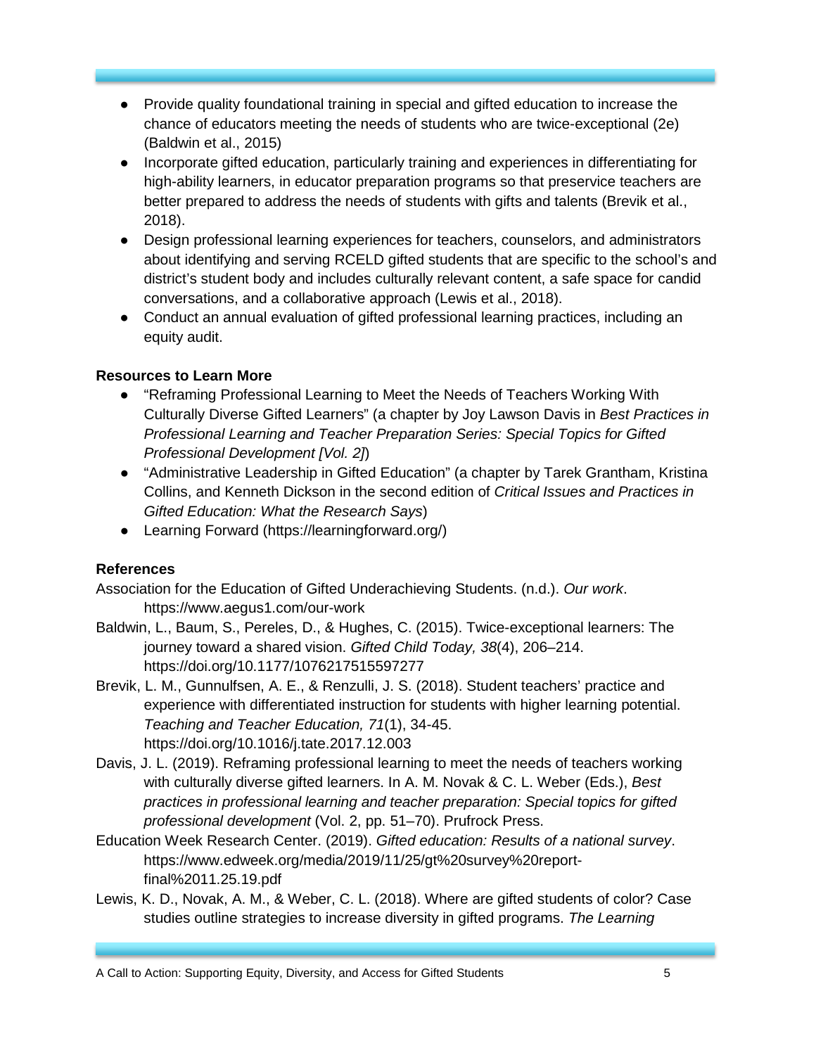- Provide quality foundational training in special and gifted education to increase the chance of educators meeting the needs of students who are twice-exceptional (2e) (Baldwin et al., 2015)
- Incorporate gifted education, particularly training and experiences in differentiating for high-ability learners, in educator preparation programs so that preservice teachers are better prepared to address the needs of students with gifts and talents (Brevik et al., 2018).
- Design professional learning experiences for teachers, counselors, and administrators about identifying and serving RCELD gifted students that are specific to the school's and district's student body and includes culturally relevant content, a safe space for candid conversations, and a collaborative approach (Lewis et al., 2018).
- Conduct an annual evaluation of gifted professional learning practices, including an equity audit.

**Resources to Learn More**

- "Reframing Professional Learning to Meet the Needs of Teachers Working With Culturally Diverse Gifted Learners" (a chapter by Joy Lawson Davis in *Best Practices in Professional Learning and Teacher Preparation Series: Special Topics for Gifted Professional Development [Vol. 2]*)
- "Administrative Leadership in Gifted Education" (a chapter by Tarek Grantham, Kristina Collins, and Kenneth Dickson in the second edition of *Critical Issues and Practices in Gifted Education: What the Research Says*)
- Learning Forward (https://learningforward.org/)

**References**

Association for the Education of Gifted Underachieving Students. (n.d.). *Our work*. https://www.aegus1.com/our-work

Baldwin, L., Baum, S., Pereles, D., & Hughes, C. (2015). Twice-exceptional learners: The journey toward a shared vision. *Gifted Child Today, 38*(4), 206–214. https://doi.org/10.1177/1076217515597277

Brevik, L. M., Gunnulfsen, A. E., & Renzulli, J. S. (2018). Student teachers' practice and experience with differentiated instruction for students with higher learning potential. *Teaching and Teacher Education, 71*(1), 34-45. https://doi.org/10.1016/j.tate.2017.12.003

Davis, J. L. (2019). Reframing professional learning to meet the needs of teachers working with culturally diverse gifted learners. In A. M. Novak & C. L. Weber (Eds.), *Best practices in professional learning and teacher preparation: Special topics for gifted professional development* (Vol. 2, pp. 51–70). Prufrock Press.

Education Week Research Center. (2019). *Gifted education: Results of a national survey*. https://www.edweek.org/media/2019/11/25/gt%20survey%20report-final%2011.25.19.pdf

Lewis, K. D., Novak, A. M., & Weber, C. L. (2018). Where are gifted students of color? Case studies outline strategies to increase diversity in gifted programs. *The Learning*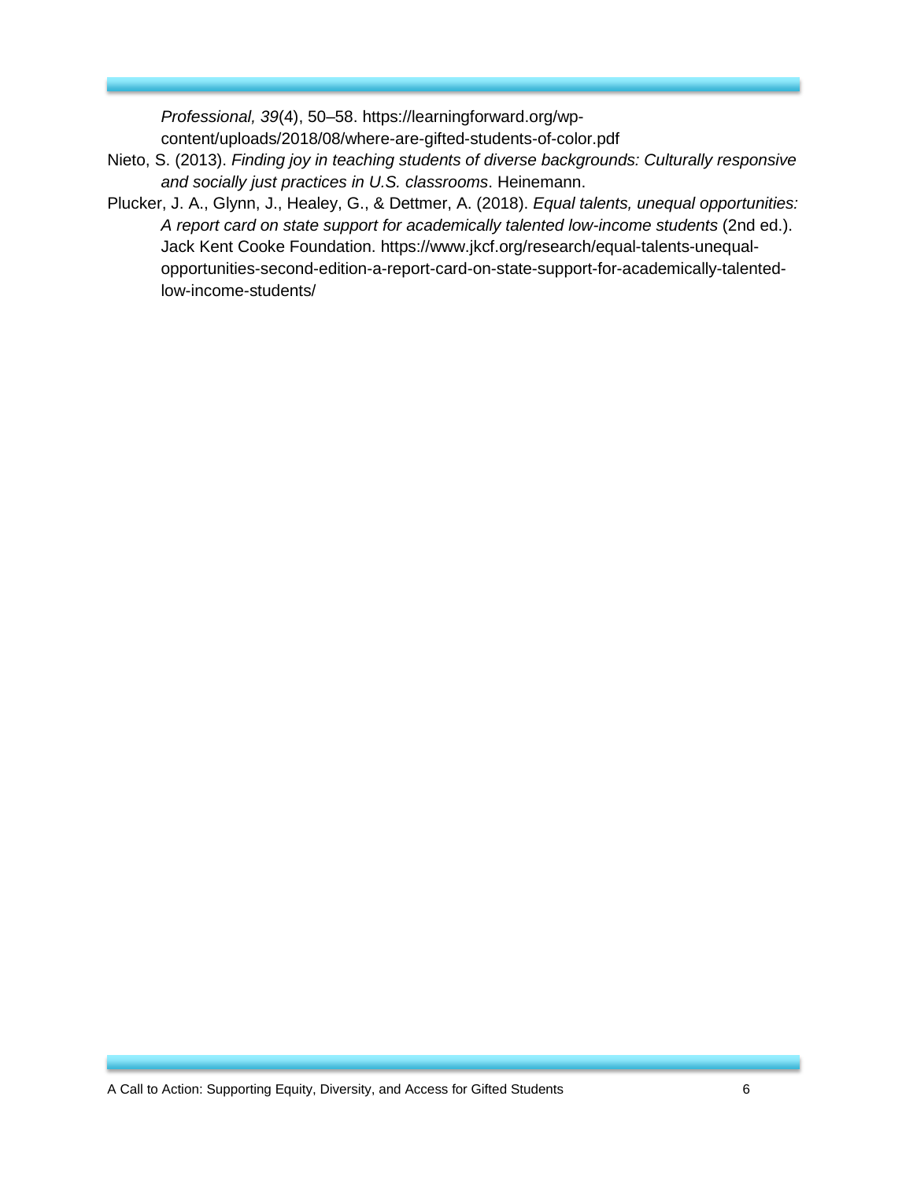*Professional, 39*(4), 50–58. https://learningforward.org/wp-content/uploads/2018/08/where-are-gifted-students-of-color.pdf

Nieto, S. (2013). *Finding joy in teaching students of diverse backgrounds: Culturally responsive and socially just practices in U.S. classrooms*. Heinemann.

Plucker, J. A., Glynn, J., Healey, G., & Dettmer, A. (2018). *Equal talents, unequal opportunities: A report card on state support for academically talented low-income students* (2nd ed.). Jack Kent Cooke Foundation. https://www.jkcf.org/research/equal-talents-unequal-opportunities-second-edition-a-report-card-on-state-support-for-academically-talented-low-income-students/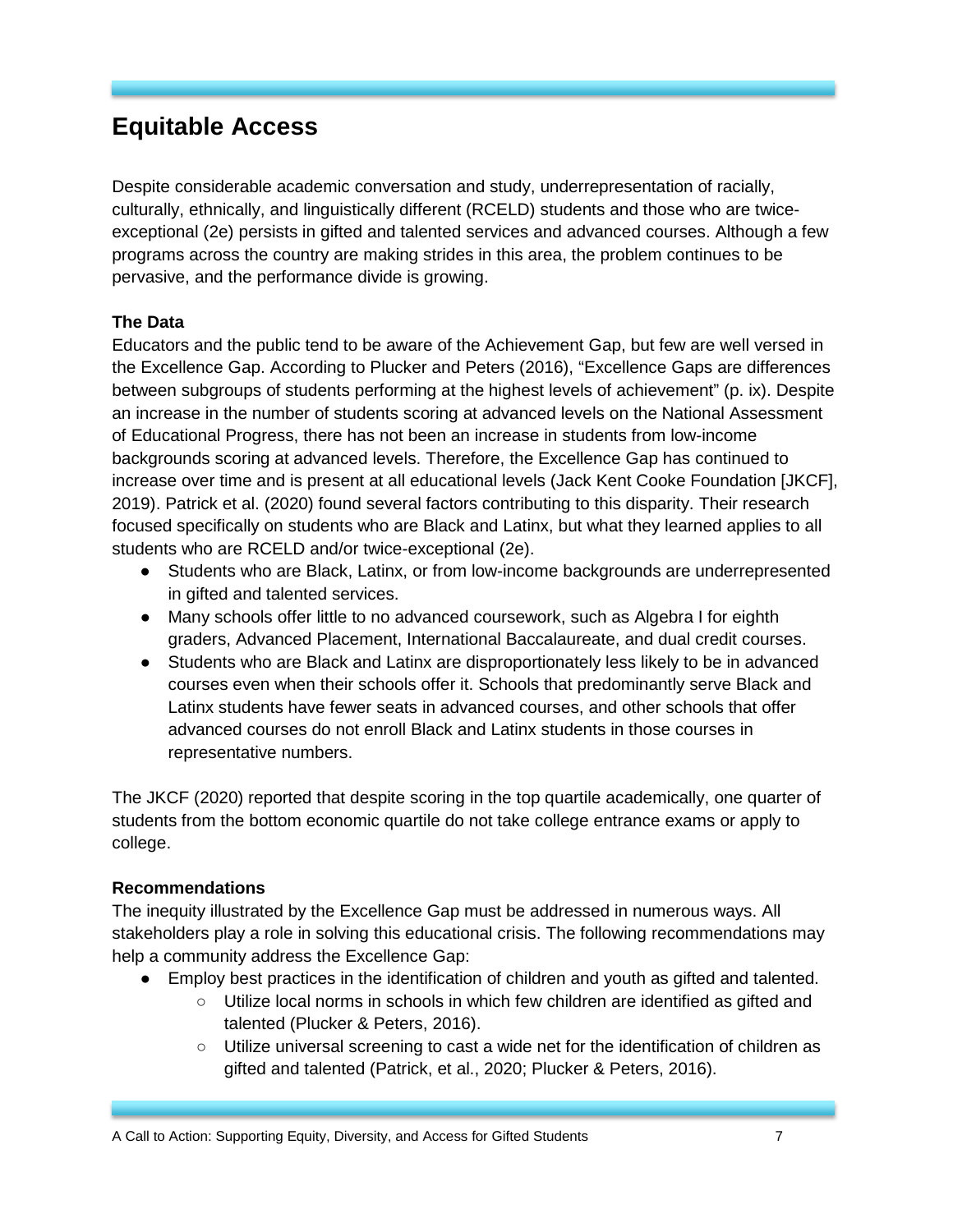## Equitable Access

Despite considerable academic conversation and study, underrepresentation of racially, culturally, ethnically, and linguistically different (RCELD) students and those who are twice-exceptional (2e) persists in gifted and talented services and advanced courses. Although a few programs across the country are making strides in this area, the problem continues to be pervasive, and the performance divide is growing.

**The Data**

Educators and the public tend to be aware of the Achievement Gap, but few are well versed in the Excellence Gap. According to Plucker and Peters (2016), "Excellence Gaps are differences between subgroups of students performing at the highest levels of achievement" (p. ix). Despite an increase in the number of students scoring at advanced levels on the National Assessment of Educational Progress, there has not been an increase in students from low-income backgrounds scoring at advanced levels. Therefore, the Excellence Gap has continued to increase over time and is present at all educational levels (Jack Kent Cooke Foundation [JKCF], 2019). Patrick et al. (2020) found several factors contributing to this disparity. Their research focused specifically on students who are Black and Latinx, but what they learned applies to all students who are RCELD and/or twice-exceptional (2e).

- Students who are Black, Latinx, or from low-income backgrounds are underrepresented in gifted and talented services.
- Many schools offer little to no advanced coursework, such as Algebra I for eighth graders, Advanced Placement, International Baccalaureate, and dual credit courses.
- Students who are Black and Latinx are disproportionately less likely to be in advanced courses even when their schools offer it. Schools that predominantly serve Black and Latinx students have fewer seats in advanced courses, and other schools that offer advanced courses do not enroll Black and Latinx students in those courses in representative numbers.

The JKCF (2020) reported that despite scoring in the top quartile academically, one quarter of students from the bottom economic quartile do not take college entrance exams or apply to college.

**Recommendations**

The inequity illustrated by the Excellence Gap must be addressed in numerous ways. All stakeholders play a role in solving this educational crisis. The following recommendations may help a community address the Excellence Gap:

- Employ best practices in the identification of children and youth as gifted and talented.
    - Utilize local norms in schools in which few children are identified as gifted and talented (Plucker & Peters, 2016).
    - Utilize universal screening to cast a wide net for the identification of children as gifted and talented (Patrick, et al., 2020; Plucker & Peters, 2016).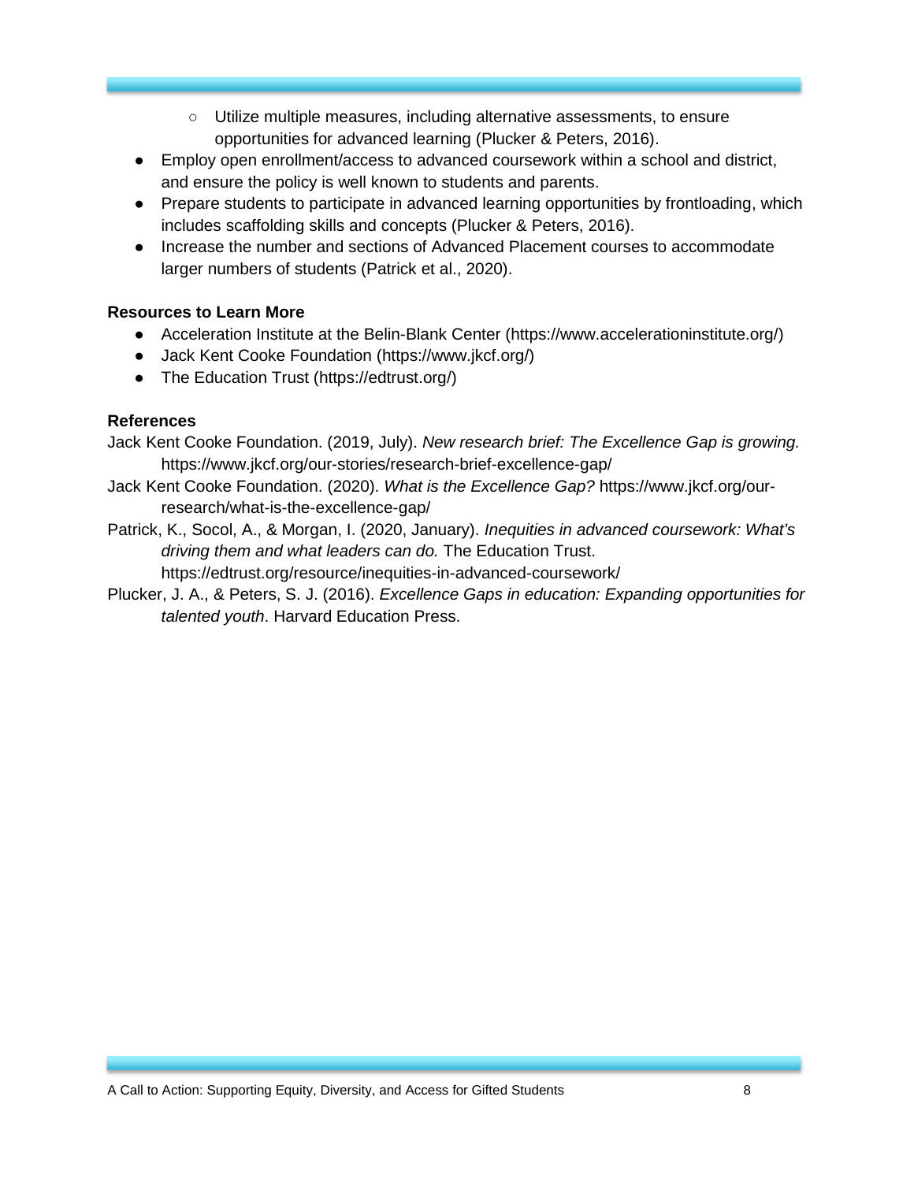- Utilize multiple measures, including alternative assessments, to ensure opportunities for advanced learning (Plucker & Peters, 2016).
- Employ open enrollment/access to advanced coursework within a school and district, and ensure the policy is well known to students and parents.
- Prepare students to participate in advanced learning opportunities by frontloading, which includes scaffolding skills and concepts (Plucker & Peters, 2016).
- Increase the number and sections of Advanced Placement courses to accommodate larger numbers of students (Patrick et al., 2020).

**Resources to Learn More**

- Acceleration Institute at the Belin-Blank Center (https://www.accelerationinstitute.org/)
- Jack Kent Cooke Foundation (https://www.jkcf.org/)
- The Education Trust (https://edtrust.org/)

**References**

Jack Kent Cooke Foundation. (2019, July). *New research brief: The Excellence Gap is growing.* https://www.jkcf.org/our-stories/research-brief-excellence-gap/

Jack Kent Cooke Foundation. (2020). *What is the Excellence Gap?* https://www.jkcf.org/our-research/what-is-the-excellence-gap/

Patrick, K., Socol, A., & Morgan, I. (2020, January). *Inequities in advanced coursework: What's driving them and what leaders can do.* The Education Trust. https://edtrust.org/resource/inequities-in-advanced-coursework/

Plucker, J. A., & Peters, S. J. (2016). *Excellence Gaps in education: Expanding opportunities for talented youth*. Harvard Education Press.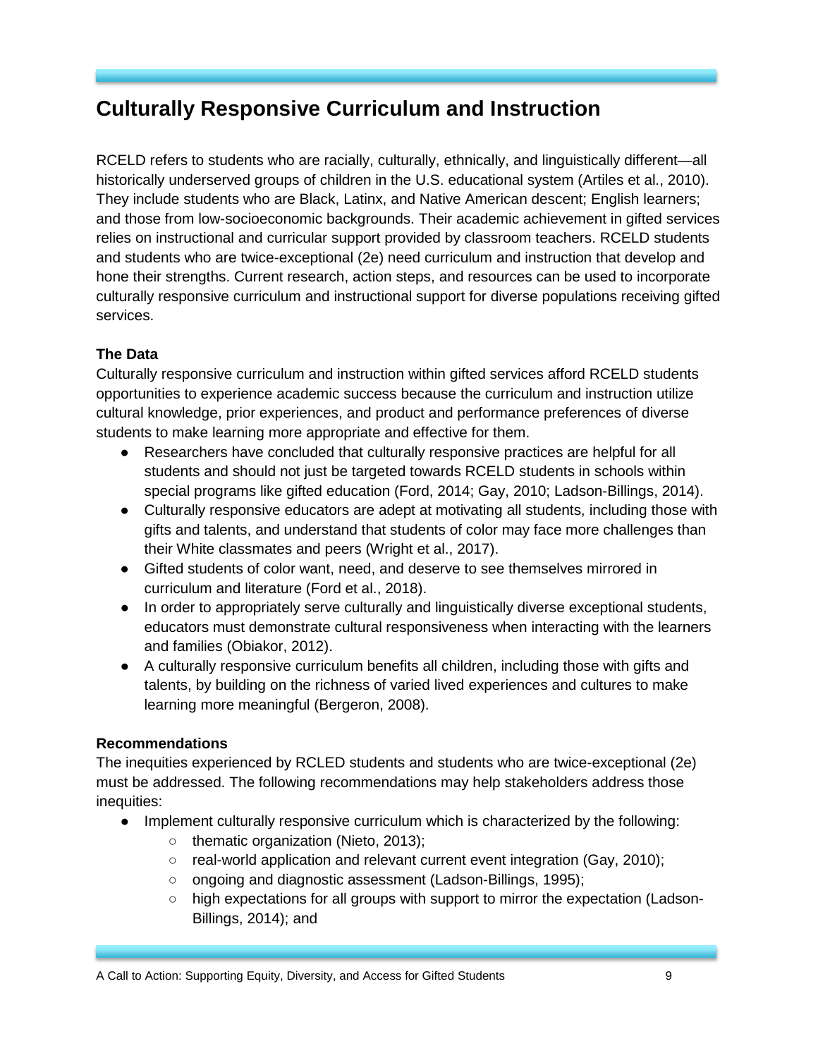## Culturally Responsive Curriculum and Instruction

RCELD refers to students who are racially, culturally, ethnically, and linguistically different—all historically underserved groups of children in the U.S. educational system (Artiles et al., 2010). They include students who are Black, Latinx, and Native American descent; English learners; and those from low-socioeconomic backgrounds. Their academic achievement in gifted services relies on instructional and curricular support provided by classroom teachers. RCELD students and students who are twice-exceptional (2e) need curriculum and instruction that develop and hone their strengths. Current research, action steps, and resources can be used to incorporate culturally responsive curriculum and instructional support for diverse populations receiving gifted services.

**The Data**

Culturally responsive curriculum and instruction within gifted services afford RCELD students opportunities to experience academic success because the curriculum and instruction utilize cultural knowledge, prior experiences, and product and performance preferences of diverse students to make learning more appropriate and effective for them.

- Researchers have concluded that culturally responsive practices are helpful for all students and should not just be targeted towards RCELD students in schools within special programs like gifted education (Ford, 2014; Gay, 2010; Ladson-Billings, 2014).
- Culturally responsive educators are adept at motivating all students, including those with gifts and talents, and understand that students of color may face more challenges than their White classmates and peers (Wright et al., 2017).
- Gifted students of color want, need, and deserve to see themselves mirrored in curriculum and literature (Ford et al., 2018).
- In order to appropriately serve culturally and linguistically diverse exceptional students, educators must demonstrate cultural responsiveness when interacting with the learners and families (Obiakor, 2012).
- A culturally responsive curriculum benefits all children, including those with gifts and talents, by building on the richness of varied lived experiences and cultures to make learning more meaningful (Bergeron, 2008).

**Recommendations**

The inequities experienced by RCLED students and students who are twice-exceptional (2e) must be addressed. The following recommendations may help stakeholders address those inequities:

- Implement culturally responsive curriculum which is characterized by the following:
    - thematic organization (Nieto, 2013);
    - real-world application and relevant current event integration (Gay, 2010);
    - ongoing and diagnostic assessment (Ladson-Billings, 1995);
    - high expectations for all groups with support to mirror the expectation (Ladson-Billings, 2014); and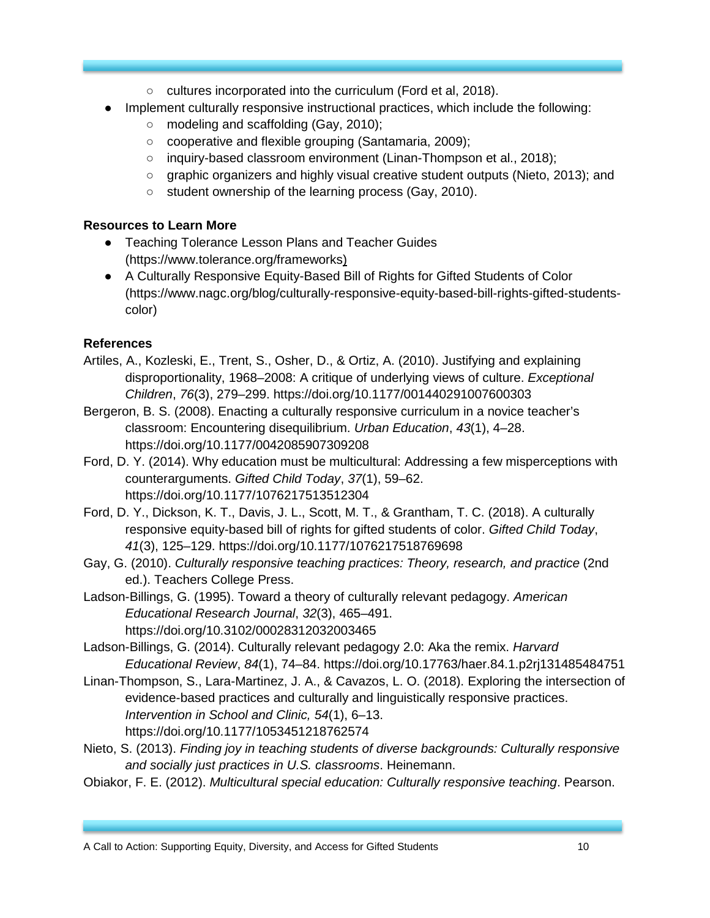- cultures incorporated into the curriculum (Ford et al, 2018).
- Implement culturally responsive instructional practices, which include the following:
    - modeling and scaffolding (Gay, 2010);
    - cooperative and flexible grouping (Santamaria, 2009);
    - inquiry-based classroom environment (Linan-Thompson et al., 2018);
    - graphic organizers and highly visual creative student outputs (Nieto, 2013); and
    - student ownership of the learning process (Gay, 2010).

**Resources to Learn More**

- Teaching Tolerance Lesson Plans and Teacher Guides (https://www.tolerance.org/frameworks)
- A Culturally Responsive Equity-Based Bill of Rights for Gifted Students of Color (https://www.nagc.org/blog/culturally-responsive-equity-based-bill-rights-gifted-students-color)

**References**

Artiles, A., Kozleski, E., Trent, S., Osher, D., & Ortiz, A. (2010). Justifying and explaining disproportionality, 1968–2008: A critique of underlying views of culture. *Exceptional Children*, *76*(3), 279–299. https://doi.org/10.1177/001440291007600303

Bergeron, B. S. (2008). Enacting a culturally responsive curriculum in a novice teacher's classroom: Encountering disequilibrium. *Urban Education*, *43*(1), 4–28. https://doi.org/10.1177/0042085907309208

Ford, D. Y. (2014). Why education must be multicultural: Addressing a few misperceptions with counterarguments. *Gifted Child Today*, *37*(1), 59–62. https://doi.org/10.1177/1076217513512304

Ford, D. Y., Dickson, K. T., Davis, J. L., Scott, M. T., & Grantham, T. C. (2018). A culturally responsive equity-based bill of rights for gifted students of color. *Gifted Child Today*, *41*(3), 125–129. https://doi.org/10.1177/1076217518769698

Gay, G. (2010). *Culturally responsive teaching practices: Theory, research, and practice* (2nd ed.). Teachers College Press.

Ladson-Billings, G. (1995). Toward a theory of culturally relevant pedagogy. *American Educational Research Journal*, *32*(3), 465–491. https://doi.org/10.3102/00028312032003465

Ladson-Billings, G. (2014). Culturally relevant pedagogy 2.0: Aka the remix. *Harvard Educational Review*, *84*(1), 74–84. https://doi.org/10.17763/haer.84.1.p2rj131485484751

Linan-Thompson, S., Lara-Martinez, J. A., & Cavazos, L. O. (2018). Exploring the intersection of evidence-based practices and culturally and linguistically responsive practices. *Intervention in School and Clinic, 54*(1), 6–13. https://doi.org/10.1177/1053451218762574

Nieto, S. (2013). *Finding joy in teaching students of diverse backgrounds: Culturally responsive and socially just practices in U.S. classrooms*. Heinemann.

Obiakor, F. E. (2012). *Multicultural special education: Culturally responsive teaching*. Pearson.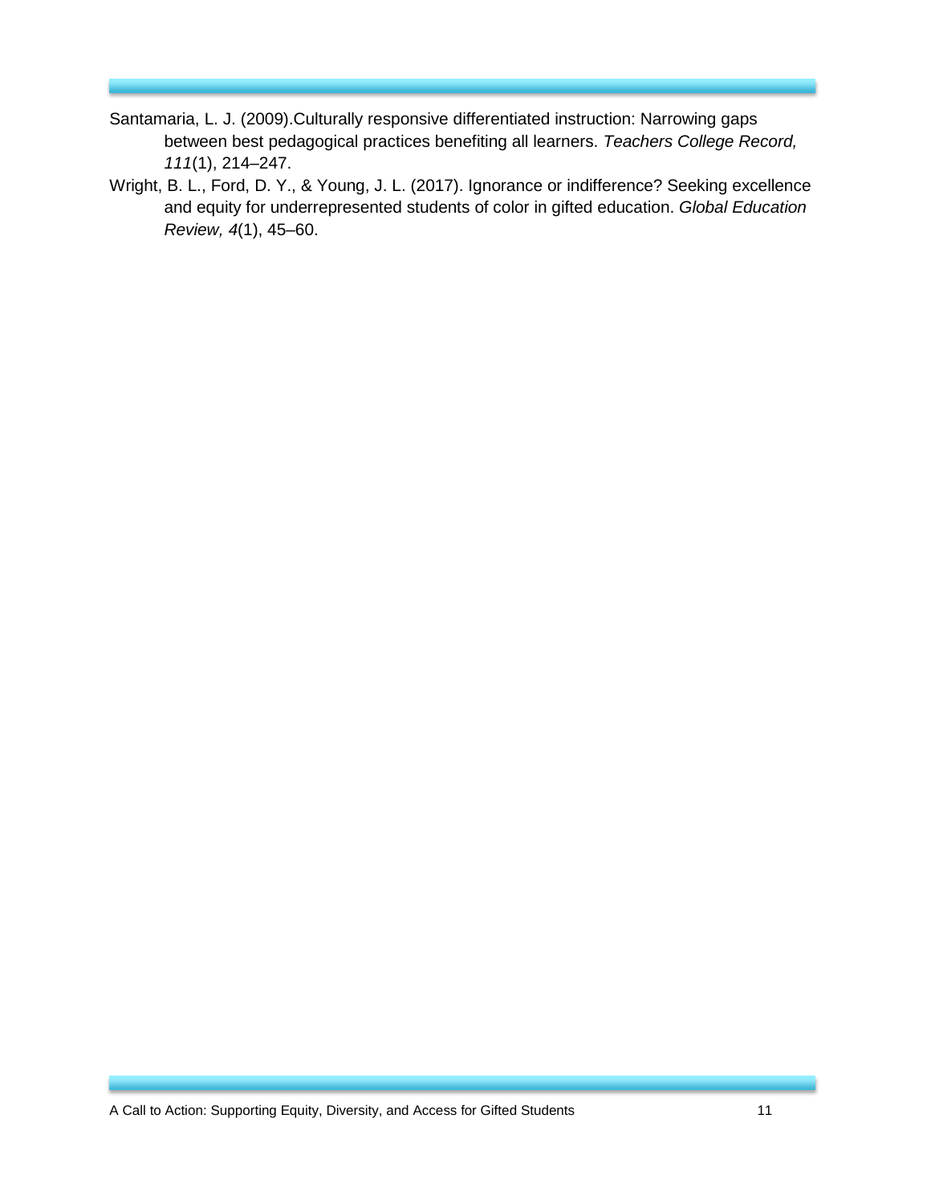Santamaria, L. J. (2009).Culturally responsive differentiated instruction: Narrowing gaps between best pedagogical practices benefiting all learners. *Teachers College Record, 111*(1), 214–247.

Wright, B. L., Ford, D. Y., & Young, J. L. (2017). Ignorance or indifference? Seeking excellence and equity for underrepresented students of color in gifted education. *Global Education Review, 4*(1), 45–60.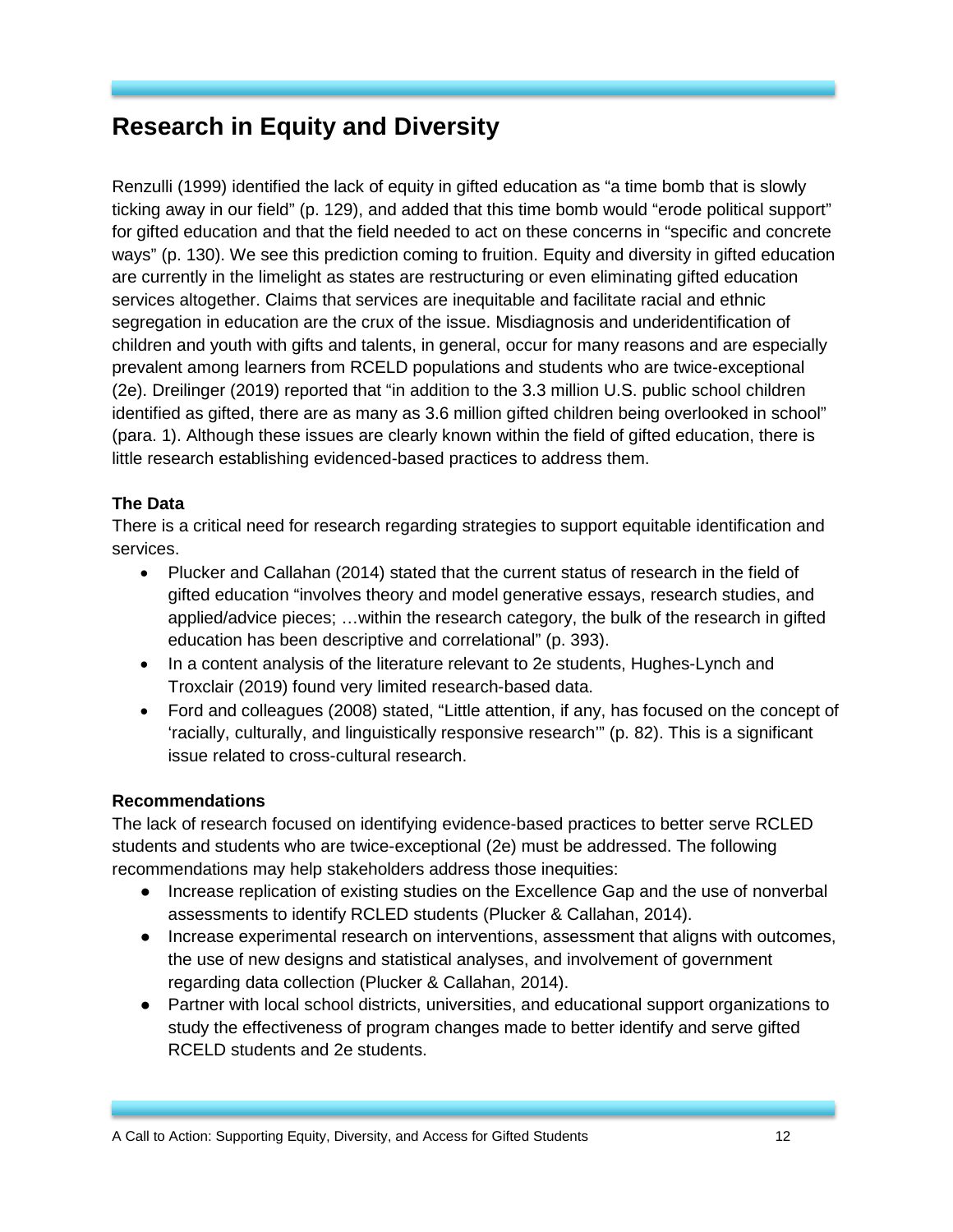## Research in Equity and Diversity

Renzulli (1999) identified the lack of equity in gifted education as "a time bomb that is slowly ticking away in our field" (p. 129), and added that this time bomb would "erode political support" for gifted education and that the field needed to act on these concerns in "specific and concrete ways" (p. 130). We see this prediction coming to fruition. Equity and diversity in gifted education are currently in the limelight as states are restructuring or even eliminating gifted education services altogether. Claims that services are inequitable and facilitate racial and ethnic segregation in education are the crux of the issue. Misdiagnosis and underidentification of children and youth with gifts and talents, in general, occur for many reasons and are especially prevalent among learners from RCELD populations and students who are twice-exceptional (2e). Dreilinger (2019) reported that "in addition to the 3.3 million U.S. public school children identified as gifted, there are as many as 3.6 million gifted children being overlooked in school" (para. 1). Although these issues are clearly known within the field of gifted education, there is little research establishing evidenced-based practices to address them.

**The Data**

There is a critical need for research regarding strategies to support equitable identification and services.

- Plucker and Callahan (2014) stated that the current status of research in the field of gifted education "involves theory and model generative essays, research studies, and applied/advice pieces; …within the research category, the bulk of the research in gifted education has been descriptive and correlational" (p. 393).
- In a content analysis of the literature relevant to 2e students, Hughes-Lynch and Troxclair (2019) found very limited research-based data.
- Ford and colleagues (2008) stated, "Little attention, if any, has focused on the concept of 'racially, culturally, and linguistically responsive research'" (p. 82). This is a significant issue related to cross-cultural research.

**Recommendations**

The lack of research focused on identifying evidence-based practices to better serve RCLED students and students who are twice-exceptional (2e) must be addressed. The following recommendations may help stakeholders address those inequities:

- Increase replication of existing studies on the Excellence Gap and the use of nonverbal assessments to identify RCLED students (Plucker & Callahan, 2014).
- Increase experimental research on interventions, assessment that aligns with outcomes, the use of new designs and statistical analyses, and involvement of government regarding data collection (Plucker & Callahan, 2014).
- Partner with local school districts, universities, and educational support organizations to study the effectiveness of program changes made to better identify and serve gifted RCELD students and 2e students.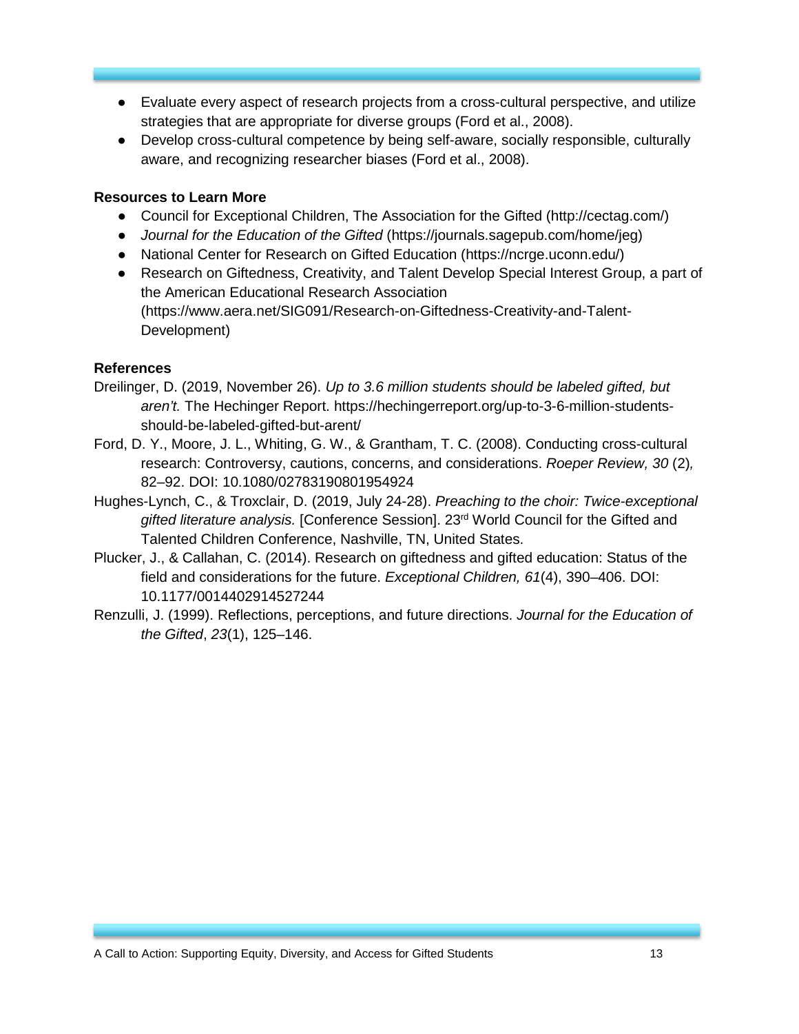- Evaluate every aspect of research projects from a cross-cultural perspective, and utilize strategies that are appropriate for diverse groups (Ford et al., 2008).
- Develop cross-cultural competence by being self-aware, socially responsible, culturally aware, and recognizing researcher biases (Ford et al., 2008).

**Resources to Learn More**

- Council for Exceptional Children, The Association for the Gifted (http://cectag.com/)
- *Journal for the Education of the Gifted* (https://journals.sagepub.com/home/jeg)
- National Center for Research on Gifted Education (https://ncrge.uconn.edu/)
- Research on Giftedness, Creativity, and Talent Develop Special Interest Group, a part of the American Educational Research Association (https://www.aera.net/SIG091/Research-on-Giftedness-Creativity-and-Talent-Development)

**References**

Dreilinger, D. (2019, November 26). *Up to 3.6 million students should be labeled gifted, but aren't.* The Hechinger Report. https://hechingerreport.org/up-to-3-6-million-students-should-be-labeled-gifted-but-arent/

Ford, D. Y., Moore, J. L., Whiting, G. W., & Grantham, T. C. (2008). Conducting cross-cultural research: Controversy, cautions, concerns, and considerations. *Roeper Review, 30* (2), 82–92. DOI: 10.1080/02783190801954924

Hughes-Lynch, C., & Troxclair, D. (2019, July 24-28). *Preaching to the choir: Twice-exceptional gifted literature analysis.* [Conference Session]. 23rd World Council for the Gifted and Talented Children Conference, Nashville, TN, United States.

Plucker, J., & Callahan, C. (2014). Research on giftedness and gifted education: Status of the field and considerations for the future. *Exceptional Children, 61*(4), 390–406. DOI: 10.1177/0014402914527244

Renzulli, J. (1999). Reflections, perceptions, and future directions. *Journal for the Education of the Gifted*, *23*(1), 125–146.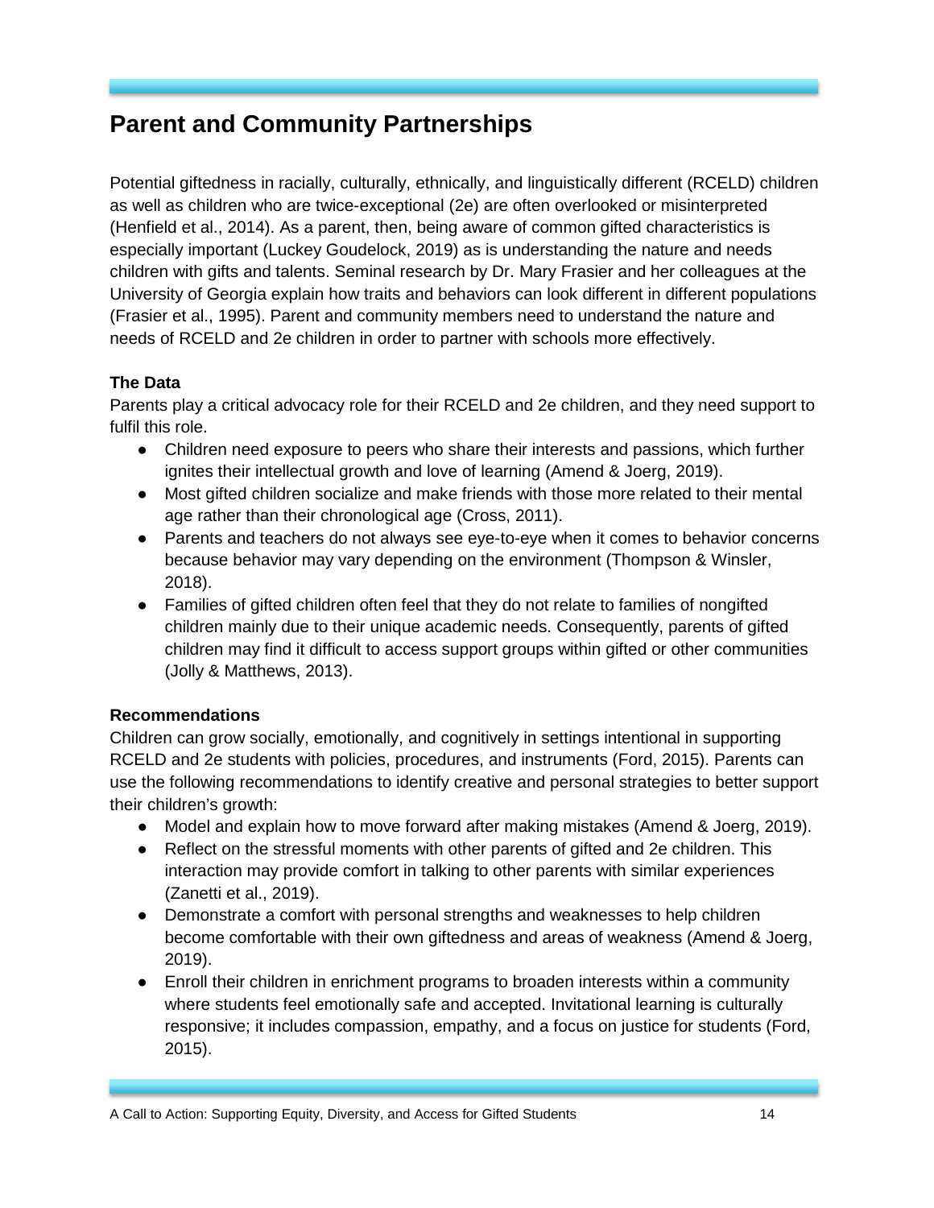## Parent and Community Partnerships

Potential giftedness in racially, culturally, ethnically, and linguistically different (RCELD) children as well as children who are twice-exceptional (2e) are often overlooked or misinterpreted (Henfield et al., 2014). As a parent, then, being aware of common gifted characteristics is especially important (Luckey Goudelock, 2019) as is understanding the nature and needs children with gifts and talents. Seminal research by Dr. Mary Frasier and her colleagues at the University of Georgia explain how traits and behaviors can look different in different populations (Frasier et al., 1995). Parent and community members need to understand the nature and needs of RCELD and 2e children in order to partner with schools more effectively.

**The Data**

Parents play a critical advocacy role for their RCELD and 2e children, and they need support to fulfil this role.

- Children need exposure to peers who share their interests and passions, which further ignites their intellectual growth and love of learning (Amend & Joerg, 2019).
- Most gifted children socialize and make friends with those more related to their mental age rather than their chronological age (Cross, 2011).
- Parents and teachers do not always see eye-to-eye when it comes to behavior concerns because behavior may vary depending on the environment (Thompson & Winsler, 2018).
- Families of gifted children often feel that they do not relate to families of nongifted children mainly due to their unique academic needs. Consequently, parents of gifted children may find it difficult to access support groups within gifted or other communities (Jolly & Matthews, 2013).

**Recommendations**

Children can grow socially, emotionally, and cognitively in settings intentional in supporting RCELD and 2e students with policies, procedures, and instruments (Ford, 2015). Parents can use the following recommendations to identify creative and personal strategies to better support their children's growth:

- Model and explain how to move forward after making mistakes (Amend & Joerg, 2019).
- Reflect on the stressful moments with other parents of gifted and 2e children. This interaction may provide comfort in talking to other parents with similar experiences (Zanetti et al., 2019).
- Demonstrate a comfort with personal strengths and weaknesses to help children become comfortable with their own giftedness and areas of weakness (Amend & Joerg, 2019).
- Enroll their children in enrichment programs to broaden interests within a community where students feel emotionally safe and accepted. Invitational learning is culturally responsive; it includes compassion, empathy, and a focus on justice for students (Ford, 2015).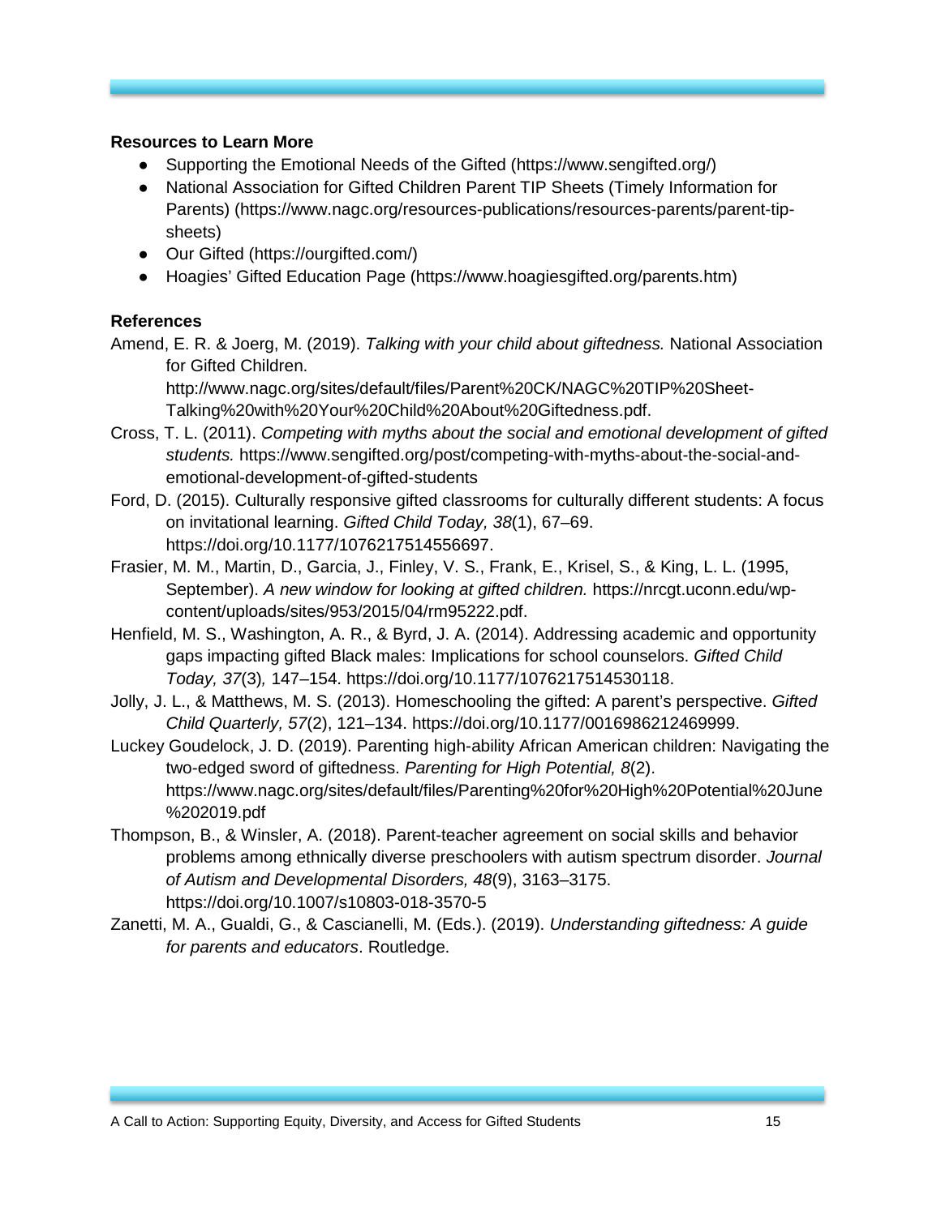**Resources to Learn More**

- Supporting the Emotional Needs of the Gifted (https://www.sengifted.org/)
- National Association for Gifted Children Parent TIP Sheets (Timely Information for Parents) (https://www.nagc.org/resources-publications/resources-parents/parent-tip-sheets)
- Our Gifted (https://ourgifted.com/)
- Hoagies' Gifted Education Page (https://www.hoagiesgifted.org/parents.htm)

**References**

Amend, E. R. & Joerg, M. (2019). *Talking with your child about giftedness.* National Association for Gifted Children. http://www.nagc.org/sites/default/files/Parent%20CK/NAGC%20TIP%20Sheet-Talking%20with%20Your%20Child%20About%20Giftedness.pdf.

Cross, T. L. (2011). *Competing with myths about the social and emotional development of gifted students.* https://www.sengifted.org/post/competing-with-myths-about-the-social-and-emotional-development-of-gifted-students

Ford, D. (2015). Culturally responsive gifted classrooms for culturally different students: A focus on invitational learning. *Gifted Child Today, 38*(1), 67–69. https://doi.org/10.1177/1076217514556697.

Frasier, M. M., Martin, D., Garcia, J., Finley, V. S., Frank, E., Krisel, S., & King, L. L. (1995, September). *A new window for looking at gifted children.* https://nrcgt.uconn.edu/wp-content/uploads/sites/953/2015/04/rm95222.pdf.

Henfield, M. S., Washington, A. R., & Byrd, J. A. (2014). Addressing academic and opportunity gaps impacting gifted Black males: Implications for school counselors. *Gifted Child Today, 37*(3)*,* 147–154. https://doi.org/10.1177/1076217514530118.

Jolly, J. L., & Matthews, M. S. (2013). Homeschooling the gifted: A parent's perspective. *Gifted Child Quarterly, 57*(2), 121–134. https://doi.org/10.1177/0016986212469999.

Luckey Goudelock, J. D. (2019). Parenting high-ability African American children: Navigating the two-edged sword of giftedness. *Parenting for High Potential, 8*(2). https://www.nagc.org/sites/default/files/Parenting%20for%20High%20Potential%20June%202019.pdf

Thompson, B., & Winsler, A. (2018). Parent-teacher agreement on social skills and behavior problems among ethnically diverse preschoolers with autism spectrum disorder. *Journal of Autism and Developmental Disorders, 48*(9), 3163–3175. https://doi.org/10.1007/s10803-018-3570-5

Zanetti, M. A., Gualdi, G., & Cascianelli, M. (Eds.). (2019). *Understanding giftedness: A guide for parents and educators*. Routledge.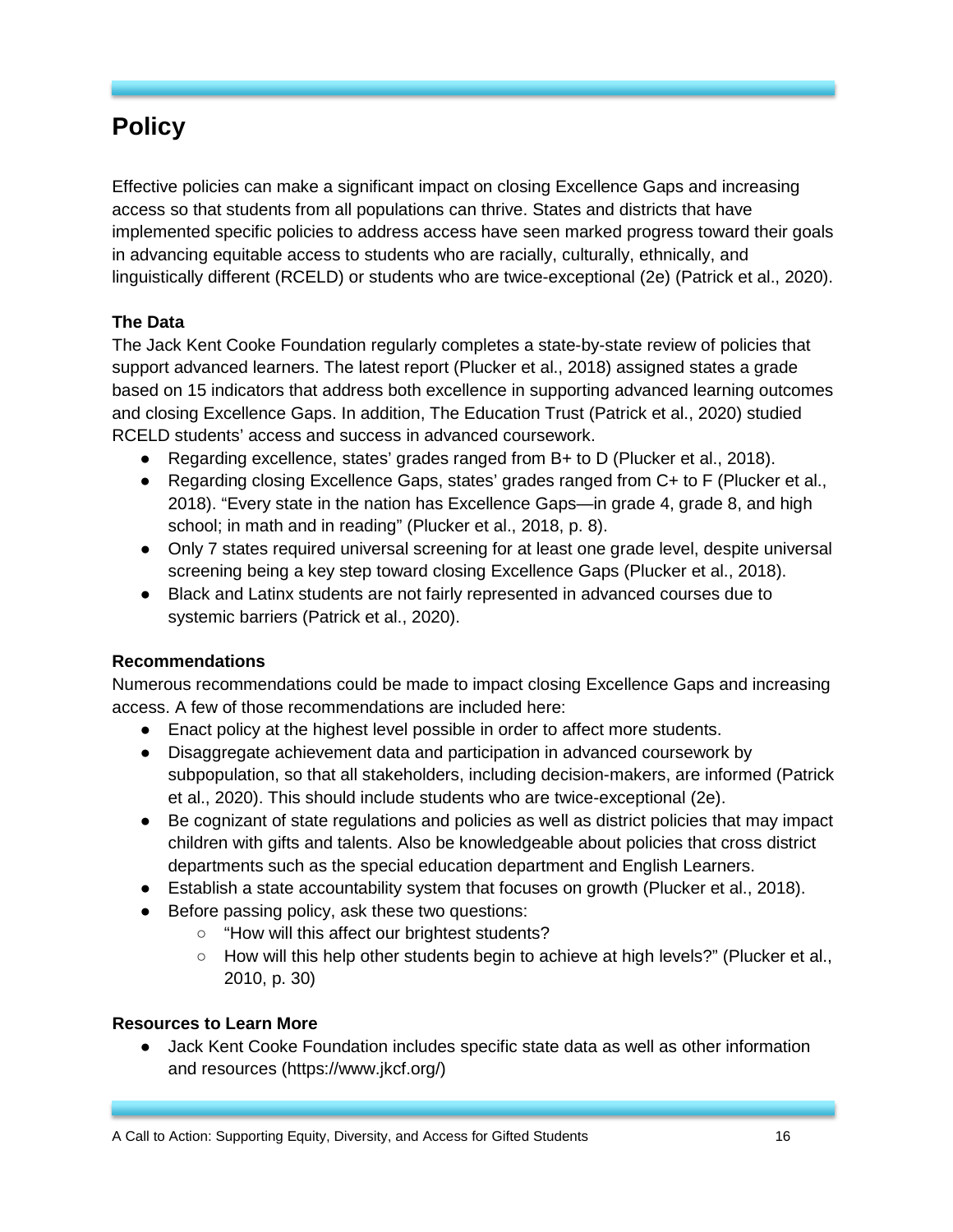# Policy

Effective policies can make a significant impact on closing Excellence Gaps and increasing access so that students from all populations can thrive. States and districts that have implemented specific policies to address access have seen marked progress toward their goals in advancing equitable access to students who are racially, culturally, ethnically, and linguistically different (RCELD) or students who are twice-exceptional (2e) (Patrick et al., 2020).

**The Data**

The Jack Kent Cooke Foundation regularly completes a state-by-state review of policies that support advanced learners. The latest report (Plucker et al., 2018) assigned states a grade based on 15 indicators that address both excellence in supporting advanced learning outcomes and closing Excellence Gaps. In addition, The Education Trust (Patrick et al., 2020) studied RCELD students' access and success in advanced coursework.

- Regarding excellence, states' grades ranged from B+ to D (Plucker et al., 2018).
- Regarding closing Excellence Gaps, states' grades ranged from C+ to F (Plucker et al., 2018). "Every state in the nation has Excellence Gaps—in grade 4, grade 8, and high school; in math and in reading" (Plucker et al., 2018, p. 8).
- Only 7 states required universal screening for at least one grade level, despite universal screening being a key step toward closing Excellence Gaps (Plucker et al., 2018).
- Black and Latinx students are not fairly represented in advanced courses due to systemic barriers (Patrick et al., 2020).

**Recommendations**

Numerous recommendations could be made to impact closing Excellence Gaps and increasing access. A few of those recommendations are included here:

- Enact policy at the highest level possible in order to affect more students.
- Disaggregate achievement data and participation in advanced coursework by subpopulation, so that all stakeholders, including decision-makers, are informed (Patrick et al., 2020). This should include students who are twice-exceptional (2e).
- Be cognizant of state regulations and policies as well as district policies that may impact children with gifts and talents. Also be knowledgeable about policies that cross district departments such as the special education department and English Learners.
- Establish a state accountability system that focuses on growth (Plucker et al., 2018).
- Before passing policy, ask these two questions:
  - "How will this affect our brightest students?
  - How will this help other students begin to achieve at high levels?" (Plucker et al., 2010, p. 30)

**Resources to Learn More**

- Jack Kent Cooke Foundation includes specific state data as well as other information and resources (https://www.jkcf.org/)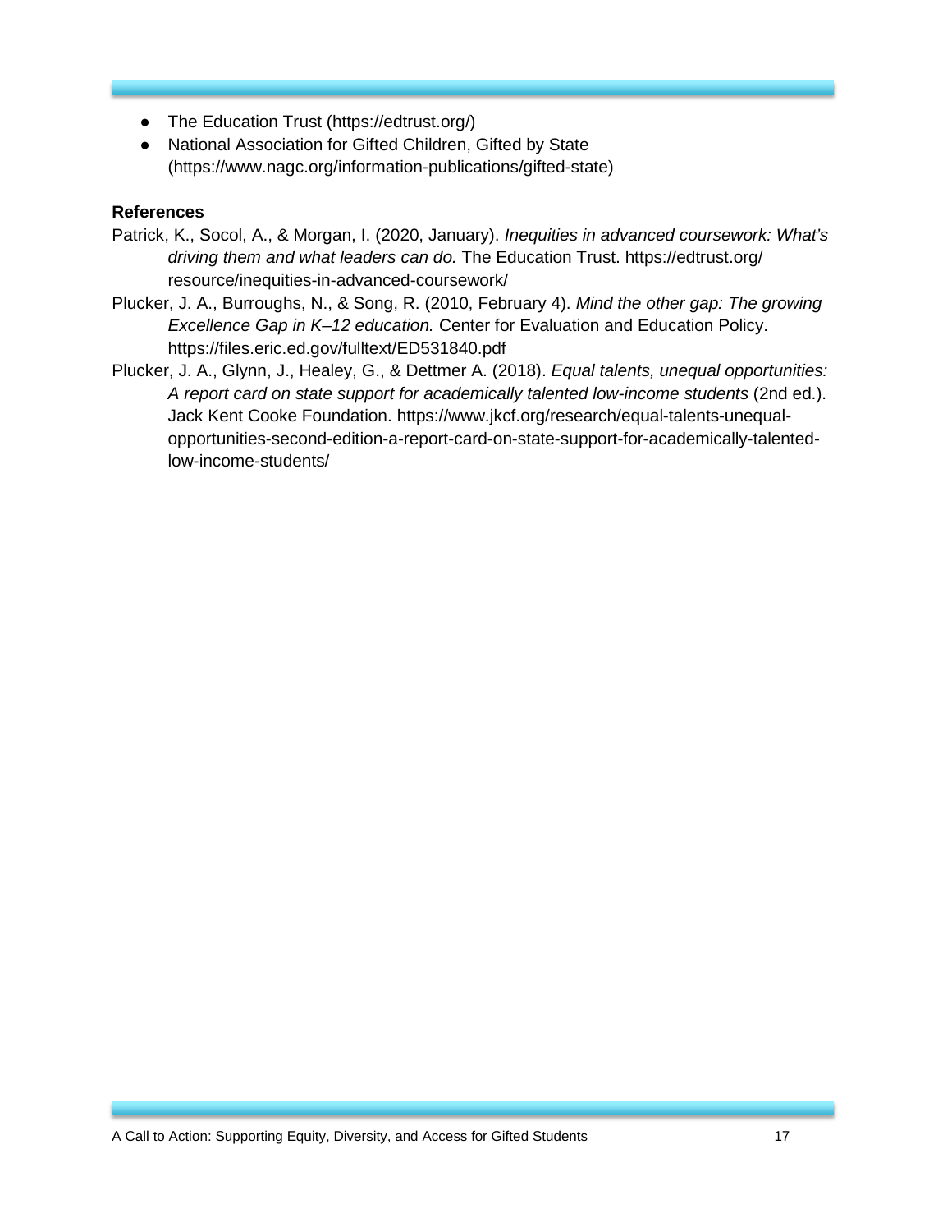- The Education Trust (https://edtrust.org/)
- National Association for Gifted Children, Gifted by State (https://www.nagc.org/information-publications/gifted-state)

**References**

Patrick, K., Socol, A., & Morgan, I. (2020, January). *Inequities in advanced coursework: What's driving them and what leaders can do.* The Education Trust. https://edtrust.org/resource/inequities-in-advanced-coursework/

Plucker, J. A., Burroughs, N., & Song, R. (2010, February 4). *Mind the other gap: The growing Excellence Gap in K–12 education.* Center for Evaluation and Education Policy. https://files.eric.ed.gov/fulltext/ED531840.pdf

Plucker, J. A., Glynn, J., Healey, G., & Dettmer A. (2018). *Equal talents, unequal opportunities: A report card on state support for academically talented low-income students* (2nd ed.). Jack Kent Cooke Foundation. https://www.jkcf.org/research/equal-talents-unequal-opportunities-second-edition-a-report-card-on-state-support-for-academically-talented-low-income-students/